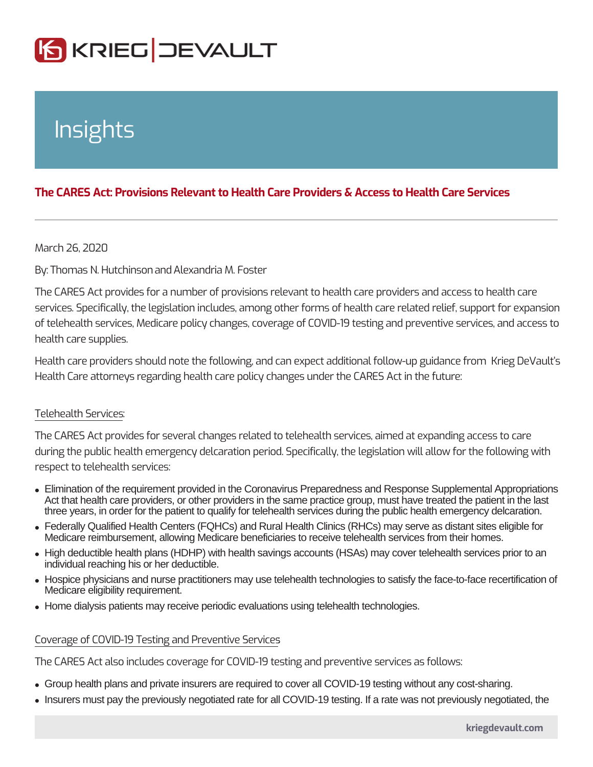Insights

## The CARES Act: Provisions Relevant to Health Care Providers & Access to Health Care Services

March 26, 2020

By: Thomas N. Hutchinson and Alexandria M. Foster

The CARES Act provides for a number of provisions relevant to health care providers and access to health care services. Specifically, the legislation includes, among other forms of health care related relief, support for expansion of telehealth services, Medicare policy changes, coverage of COVID-19 testing and preventive services, and access to health care supplies.

Health care providers should note the following, and can expect additional follow-up guidance from Krieg DeVault's Health Care attorneys regarding health care policy changes under the CARES Act in the future:

### Telehealth Services:

The CARES Act provides for several changes related to telehealth services, aimed at expanding access to care during the public health emergency delcaration period. Specifically, the legislation will allow for the following with respect to telehealth services:

- Elimination of the requirement provided in the Coronavirus Preparedness and Response Supplemental Appropriations Act that health care providers, or other providers in the same practice group, must have treated the patient in the last three years, in order for the patient to qualify for telehealth services during the public health emergency delcaration.
- Federally Qualified Health Centers (FQHCs) and Rural Health Clinics (RHCs) may serve as distant sites eligible for Medicare reimbursement, allowing Medicare beneficiaries to receive telehealth services from their homes.
- High deductible health plans (HDHP) with health savings accounts (HSAs) may cover telehealth services prior to an individual reaching his or her deductible.
- Hospice physicians and nurse practitioners may use telehealth technologies to satisfy the face-to-face recertification of Medicare eligibility requirement.
- Home dialysis patients may receive periodic evaluations using telehealth technologies.

### Coverage of COVID-19 Testing and Preventive Services

The CARES Act also includes coverage for COVID-19 testing and preventive services as follows:

- Group health plans and private insurers are required to cover all COVID-19 testing without any cost-sharing.
- Insurers must pay the previously negotiated rate for all COVID-19 testing. If a rate was not previously negotiated, the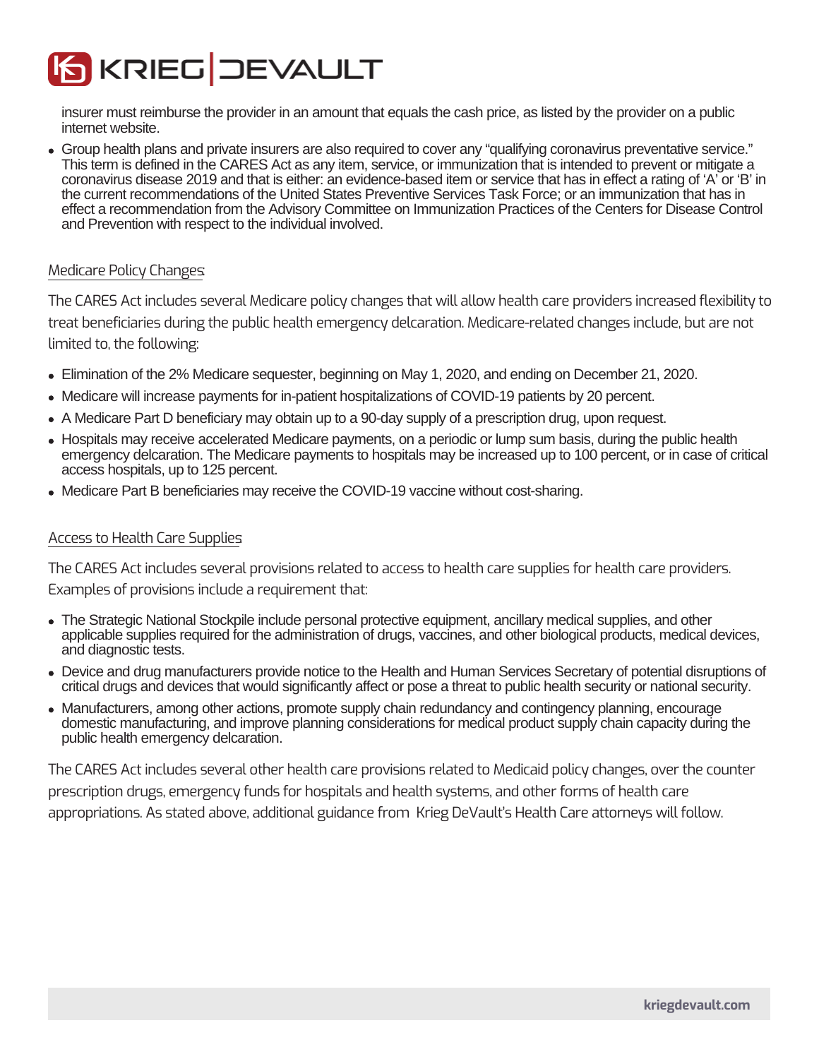insurer must reimburse the provider in an amount that equals the cash price, as listed by the provider on a public internet website.

- Group health plans and private insurers are also required to cover any "qualifying coronavirus preventative service." This term is defined in the CARES Act as any item, service, or immunization that is intended to prevent or mitigate a coronavirus disease 2019 and that is either: an evidence-based item or service that has in effect a rating of 'A' or 'B' in the current recommendations of the United States Preventive Services Task Force; or an immunization that has in effect a recommendation from the Advisory Committee on Immunization Practices of the Centers for Disease Control and Prevention with respect to the individual involved.

## Medicare Policy Changes:

The CARES Act includes several Medicare policy changes that will allow health care providers increased flexibility to treat beneficiaries during the public health emergency delcaration. Medicare-related changes include, but are not limited to, the following:

- Elimination of the 2% Medicare sequester, beginning on May 1, 2020, and ending on December 21, 2020.
- Medicare will increase payments for in-patient hospitalizations of COVID-19 patients by 20 percent.
- A Medicare Part D beneficiary may obtain up to a 90-day supply of a prescription drug, upon request.
- Hospitals may receive accelerated Medicare payments, on a periodic or lump sum basis, during the public health emergency delcaration. The Medicare payments to hospitals may be increased up to 100 percent, or in case of critical access hospitals, up to 125 percent.
- Medicare Part B beneficiaries may receive the COVID-19 vaccine without cost-sharing.

## Access to Health Care Supplies

The CARES Act includes several provisions related to access to health care supplies for health care providers. Examples of provisions include a requirement that:

- The Strategic National Stockpile include personal protective equipment, ancillary medical supplies, and other applicable supplies required for the administration of drugs, vaccines, and other biological products, medical devices, and diagnostic tests.
- Device and drug manufacturers provide notice to the Health and Human Services Secretary of potential disruptions of critical drugs and devices that would significantly affect or pose a threat to public health security or national security.
- Manufacturers, among other actions, promote supply chain redundancy and contingency planning, encourage domestic manufacturing, and improve planning considerations for medical product supply chain capacity during the public health emergency delcaration.

The CARES Act includes several other health care provisions related to Medicaid policy changes, over the counter prescription drugs, emergency funds for hospitals and health systems, and other forms of health care appropriations. As stated above, additional guidance from Krieg DeVault's Health Care attorneys will follow.